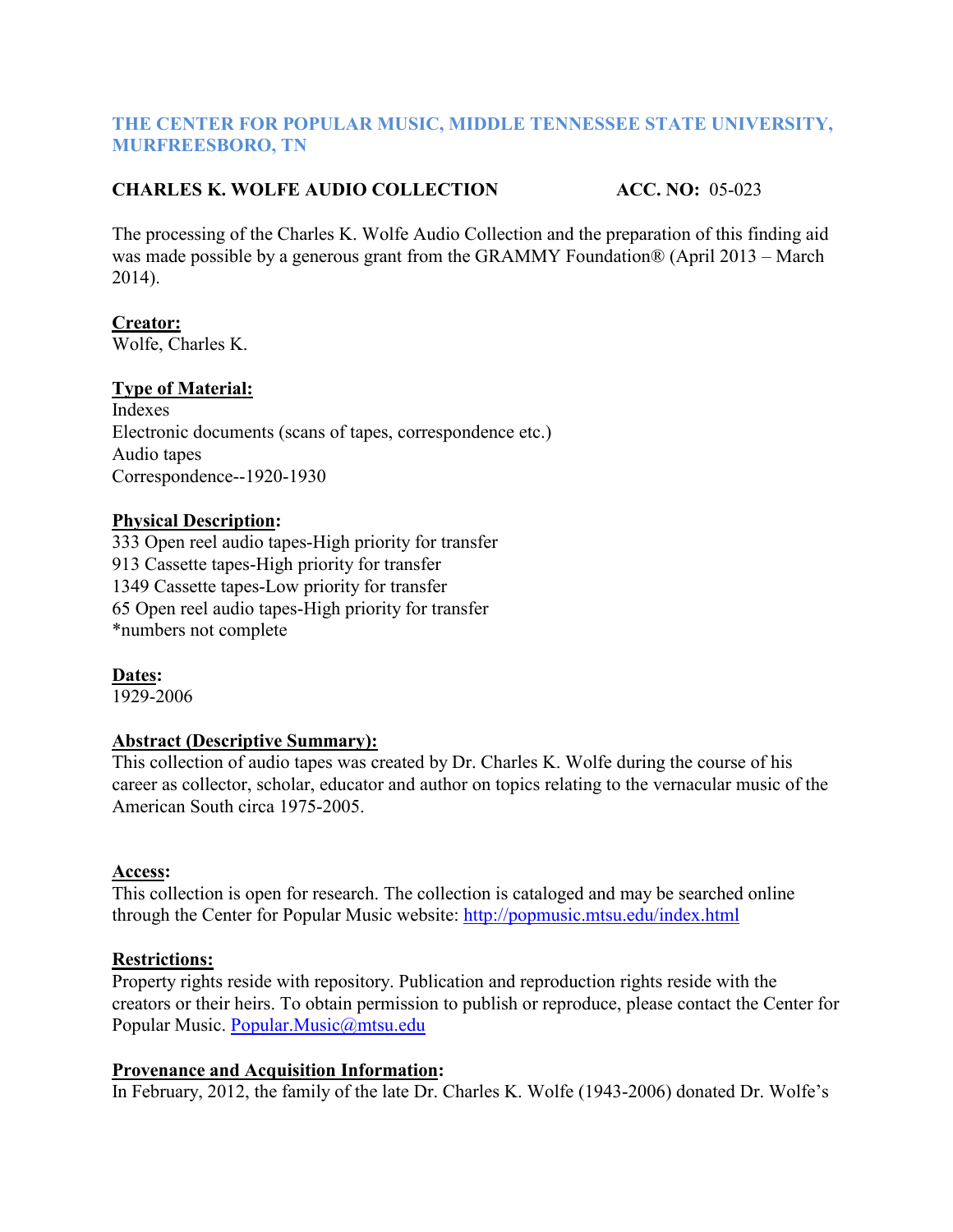**THE CENTER FOR POPULAR MUSIC, MIDDLE TENNESSEE STATE UNIVERSITY, MURFREESBORO, TN**

**CHARLES K. WOLFE AUDIO COLLECTION** **ACC. NO:** 05-023

The processing of the Charles K. Wolfe Audio Collection and the preparation of this finding aid was made possible by a generous grant from the GRAMMY Foundation® (April 2013 – March 2014).

**Creator:**
Wolfe, Charles K.

**Type of Material:**
Indexes
Electronic documents (scans of tapes, correspondence etc.)
Audio tapes
Correspondence--1920-1930

**Physical Description:**
333 Open reel audio tapes-High priority for transfer
913 Cassette tapes-High priority for transfer
1349 Cassette tapes-Low priority for transfer
65 Open reel audio tapes-High priority for transfer
*numbers not complete

**Dates:**
1929-2006

**Abstract (Descriptive Summary):**
This collection of audio tapes was created by Dr. Charles K. Wolfe during the course of his career as collector, scholar, educator and author on topics relating to the vernacular music of the American South circa 1975-2005.

**Access:**
This collection is open for research. The collection is cataloged and may be searched online through the Center for Popular Music website: http://popmusic.mtsu.edu/index.html

**Restrictions:**
Property rights reside with repository. Publication and reproduction rights reside with the creators or their heirs. To obtain permission to publish or reproduce, please contact the Center for Popular Music. Popular.Music@mtsu.edu

**Provenance and Acquisition Information:**
In February, 2012, the family of the late Dr. Charles K. Wolfe (1943-2006) donated Dr. Wolfe's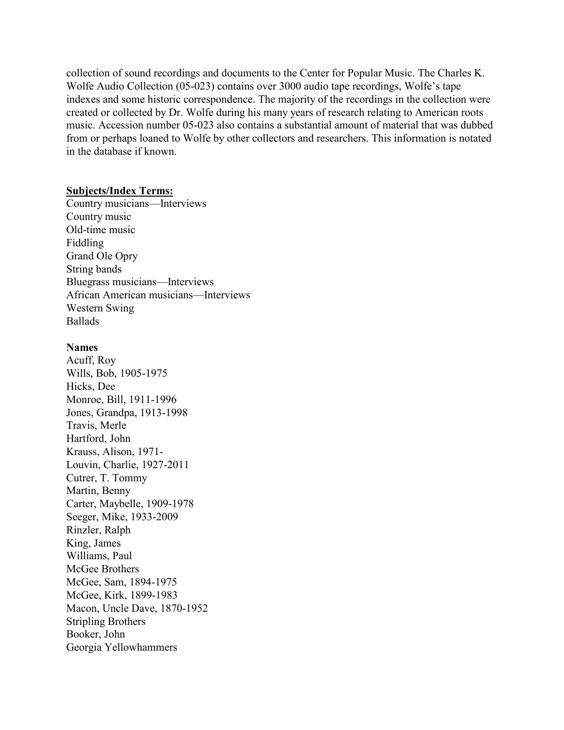collection of sound recordings and documents to the Center for Popular Music. The Charles K. Wolfe Audio Collection (05-023) contains over 3000 audio tape recordings, Wolfe's tape indexes and some historic correspondence. The majority of the recordings in the collection were created or collected by Dr. Wolfe during his many years of research relating to American roots music. Accession number 05-023 also contains a substantial amount of material that was dubbed from or perhaps loaned to Wolfe by other collectors and researchers. This information is notated in the database if known.

**Subjects/Index Terms:**

Country musicians—Interviews
Country music
Old-time music
Fiddling
Grand Ole Opry
String bands
Bluegrass musicians—Interviews
African American musicians—Interviews
Western Swing
Ballads

**Names**

Acuff, Roy
Wills, Bob, 1905-1975
Hicks, Dee
Monroe, Bill, 1911-1996
Jones, Grandpa, 1913-1998
Travis, Merle
Hartford, John
Krauss, Alison, 1971-
Louvin, Charlie, 1927-2011
Cutrer, T. Tommy
Martin, Benny
Carter, Maybelle, 1909-1978
Seeger, Mike, 1933-2009
Rinzler, Ralph
King, James
Williams, Paul
McGee Brothers
McGee, Sam, 1894-1975
McGee, Kirk, 1899-1983
Macon, Uncle Dave, 1870-1952
Stripling Brothers
Booker, John
Georgia Yellowhammers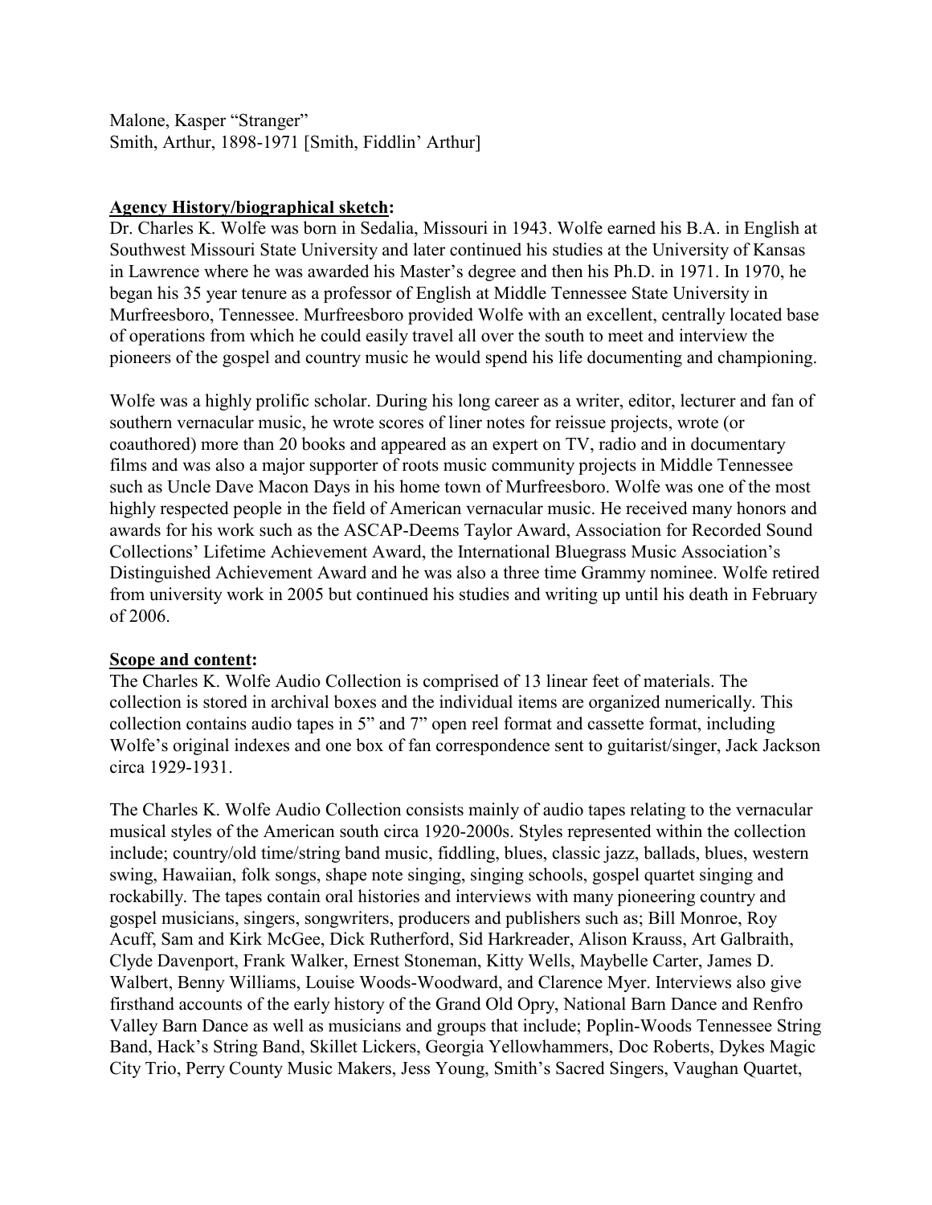Malone, Kasper "Stranger"
Smith, Arthur, 1898-1971 [Smith, Fiddlin' Arthur]

**Agency History/biographical sketch:**

Dr. Charles K. Wolfe was born in Sedalia, Missouri in 1943. Wolfe earned his B.A. in English at Southwest Missouri State University and later continued his studies at the University of Kansas in Lawrence where he was awarded his Master's degree and then his Ph.D. in 1971. In 1970, he began his 35 year tenure as a professor of English at Middle Tennessee State University in Murfreesboro, Tennessee. Murfreesboro provided Wolfe with an excellent, centrally located base of operations from which he could easily travel all over the south to meet and interview the pioneers of the gospel and country music he would spend his life documenting and championing.

Wolfe was a highly prolific scholar. During his long career as a writer, editor, lecturer and fan of southern vernacular music, he wrote scores of liner notes for reissue projects, wrote (or coauthored) more than 20 books and appeared as an expert on TV, radio and in documentary films and was also a major supporter of roots music community projects in Middle Tennessee such as Uncle Dave Macon Days in his home town of Murfreesboro. Wolfe was one of the most highly respected people in the field of American vernacular music. He received many honors and awards for his work such as the ASCAP-Deems Taylor Award, Association for Recorded Sound Collections' Lifetime Achievement Award, the International Bluegrass Music Association's Distinguished Achievement Award and he was also a three time Grammy nominee. Wolfe retired from university work in 2005 but continued his studies and writing up until his death in February of 2006.

**Scope and content:**

The Charles K. Wolfe Audio Collection is comprised of 13 linear feet of materials. The collection is stored in archival boxes and the individual items are organized numerically. This collection contains audio tapes in 5" and 7" open reel format and cassette format, including Wolfe's original indexes and one box of fan correspondence sent to guitarist/singer, Jack Jackson circa 1929-1931.

The Charles K. Wolfe Audio Collection consists mainly of audio tapes relating to the vernacular musical styles of the American south circa 1920-2000s. Styles represented within the collection include; country/old time/string band music, fiddling, blues, classic jazz, ballads, blues, western swing, Hawaiian, folk songs, shape note singing, singing schools, gospel quartet singing and rockabilly. The tapes contain oral histories and interviews with many pioneering country and gospel musicians, singers, songwriters, producers and publishers such as; Bill Monroe, Roy Acuff, Sam and Kirk McGee, Dick Rutherford, Sid Harkreader, Alison Krauss, Art Galbraith, Clyde Davenport, Frank Walker, Ernest Stoneman, Kitty Wells, Maybelle Carter, James D. Walbert, Benny Williams, Louise Woods-Woodward, and Clarence Myer. Interviews also give firsthand accounts of the early history of the Grand Old Opry, National Barn Dance and Renfro Valley Barn Dance as well as musicians and groups that include; Poplin-Woods Tennessee String Band, Hack's String Band, Skillet Lickers, Georgia Yellowhammers, Doc Roberts, Dykes Magic City Trio, Perry County Music Makers, Jess Young, Smith's Sacred Singers, Vaughan Quartet,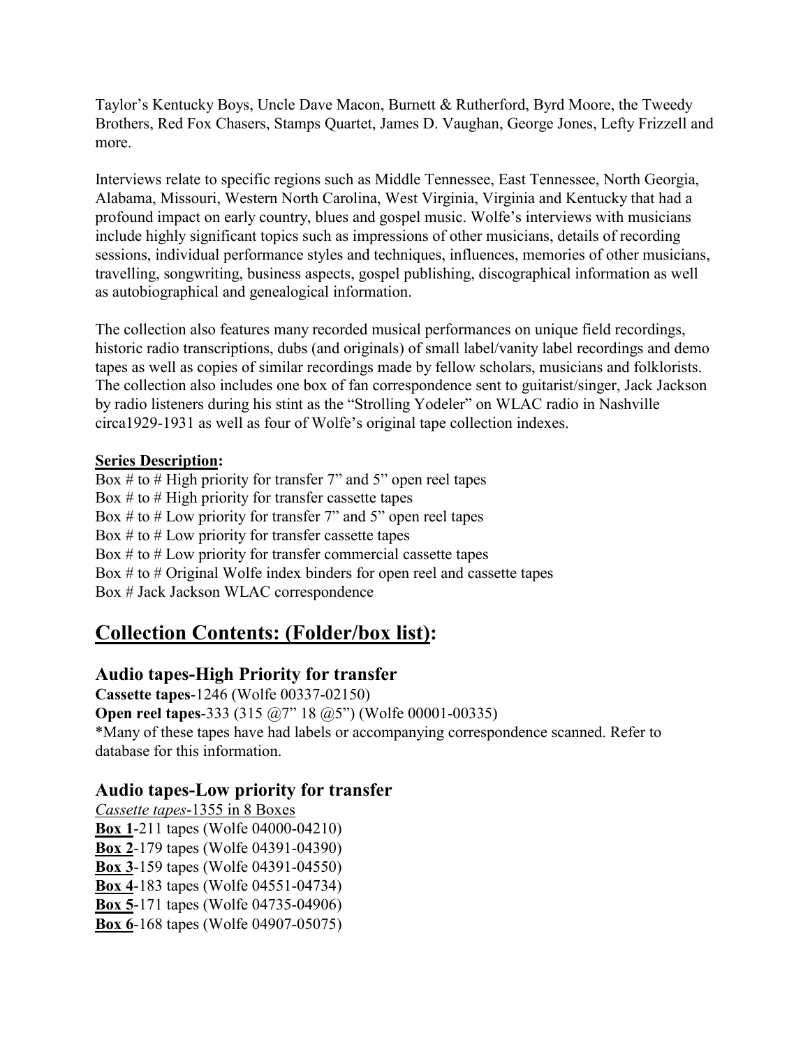Taylor's Kentucky Boys, Uncle Dave Macon, Burnett & Rutherford, Byrd Moore, the Tweedy Brothers, Red Fox Chasers, Stamps Quartet, James D. Vaughan, George Jones, Lefty Frizzell and more.

Interviews relate to specific regions such as Middle Tennessee, East Tennessee, North Georgia, Alabama, Missouri, Western North Carolina, West Virginia, Virginia and Kentucky that had a profound impact on early country, blues and gospel music. Wolfe's interviews with musicians include highly significant topics such as impressions of other musicians, details of recording sessions, individual performance styles and techniques, influences, memories of other musicians, travelling, songwriting, business aspects, gospel publishing, discographical information as well as autobiographical and genealogical information.

The collection also features many recorded musical performances on unique field recordings, historic radio transcriptions, dubs (and originals) of small label/vanity label recordings and demo tapes as well as copies of similar recordings made by fellow scholars, musicians and folklorists. The collection also includes one box of fan correspondence sent to guitarist/singer, Jack Jackson by radio listeners during his stint as the "Strolling Yodeler" on WLAC radio in Nashville circa1929-1931 as well as four of Wolfe's original tape collection indexes.

**Series Description:**

Box # to # High priority for transfer 7" and 5" open reel tapes
Box # to # High priority for transfer cassette tapes
Box # to # Low priority for transfer 7" and 5" open reel tapes
Box # to # Low priority for transfer cassette tapes
Box # to # Low priority for transfer commercial cassette tapes
Box # to # Original Wolfe index binders for open reel and cassette tapes
Box # Jack Jackson WLAC correspondence

## Collection Contents: (Folder/box list):

### Audio tapes-High Priority for transfer

**Cassette tapes**-1246 (Wolfe 00337-02150)
**Open reel tapes**-333 (315 @7" 18 @5") (Wolfe 00001-00335)
*Many of these tapes have had labels or accompanying correspondence scanned. Refer to database for this information.

### Audio tapes-Low priority for transfer

*Cassette tapes*-1355 in 8 Boxes
**Box 1**-211 tapes (Wolfe 04000-04210)
**Box 2**-179 tapes (Wolfe 04391-04390)
**Box 3**-159 tapes (Wolfe 04391-04550)
**Box 4**-183 tapes (Wolfe 04551-04734)
**Box 5**-171 tapes (Wolfe 04735-04906)
**Box 6**-168 tapes (Wolfe 04907-05075)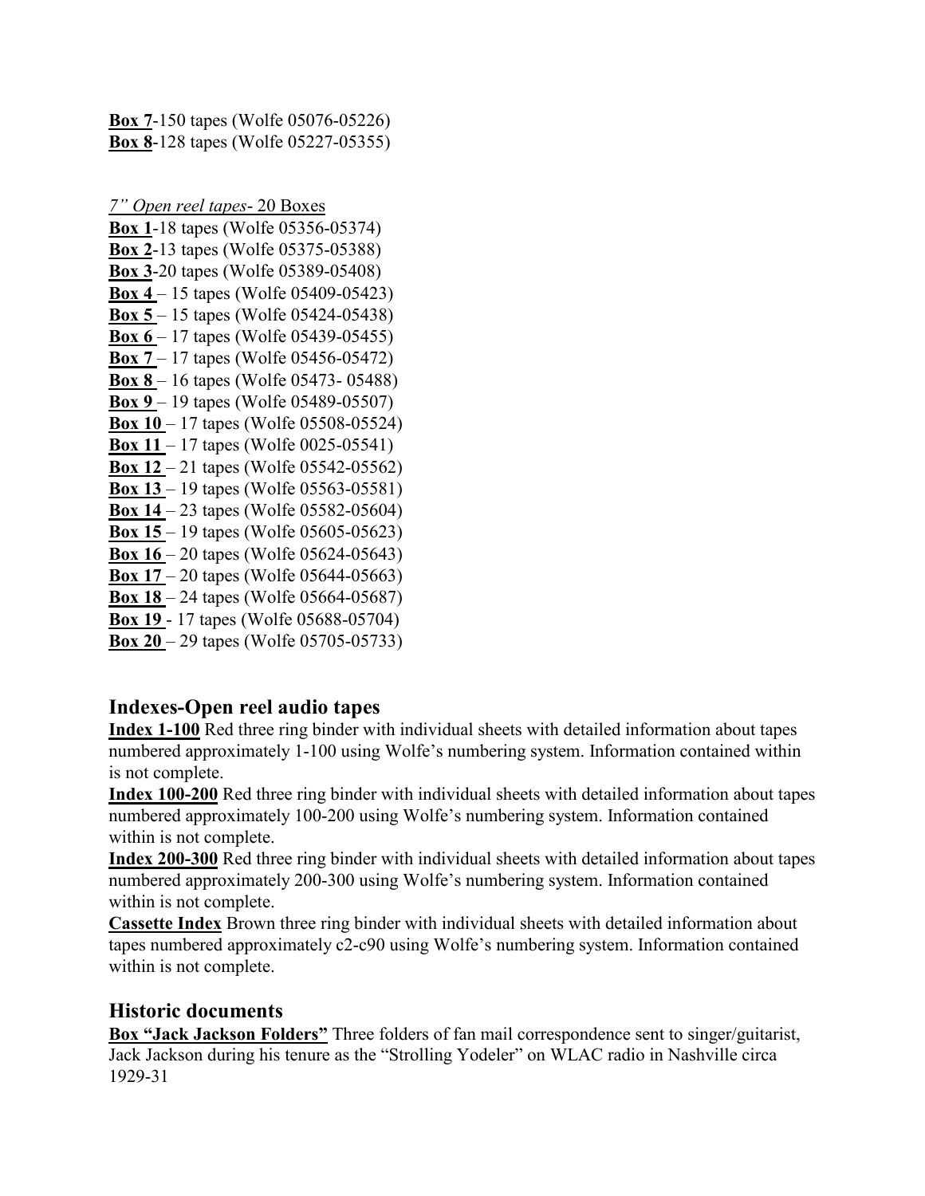**Box 7**-150 tapes (Wolfe 05076-05226)
**Box 8**-128 tapes (Wolfe 05227-05355)

*7" Open reel tapes*- 20 Boxes
**Box 1**-18 tapes (Wolfe 05356-05374)
**Box 2**-13 tapes (Wolfe 05375-05388)
**Box 3**-20 tapes (Wolfe 05389-05408)
**Box 4** – 15 tapes (Wolfe 05409-05423)
**Box 5** – 15 tapes (Wolfe 05424-05438)
**Box 6** – 17 tapes (Wolfe 05439-05455)
**Box 7** – 17 tapes (Wolfe 05456-05472)
**Box 8** – 16 tapes (Wolfe 05473- 05488)
**Box 9** – 19 tapes (Wolfe 05489-05507)
**Box 10** – 17 tapes (Wolfe 05508-05524)
**Box 11** – 17 tapes (Wolfe 0025-05541)
**Box 12** – 21 tapes (Wolfe 05542-05562)
**Box 13** – 19 tapes (Wolfe 05563-05581)
**Box 14** – 23 tapes (Wolfe 05582-05604)
**Box 15** – 19 tapes (Wolfe 05605-05623)
**Box 16** – 20 tapes (Wolfe 05624-05643)
**Box 17** – 20 tapes (Wolfe 05644-05663)
**Box 18** – 24 tapes (Wolfe 05664-05687)
**Box 19** - 17 tapes (Wolfe 05688-05704)
**Box 20** – 29 tapes (Wolfe 05705-05733)

## Indexes-Open reel audio tapes

**Index 1-100** Red three ring binder with individual sheets with detailed information about tapes numbered approximately 1-100 using Wolfe's numbering system. Information contained within is not complete.
**Index 100-200** Red three ring binder with individual sheets with detailed information about tapes numbered approximately 100-200 using Wolfe's numbering system. Information contained within is not complete.
**Index 200-300** Red three ring binder with individual sheets with detailed information about tapes numbered approximately 200-300 using Wolfe's numbering system. Information contained within is not complete.
**Cassette Index** Brown three ring binder with individual sheets with detailed information about tapes numbered approximately c2-c90 using Wolfe's numbering system. Information contained within is not complete.

## Historic documents

**Box "Jack Jackson Folders"** Three folders of fan mail correspondence sent to singer/guitarist, Jack Jackson during his tenure as the "Strolling Yodeler" on WLAC radio in Nashville circa 1929-31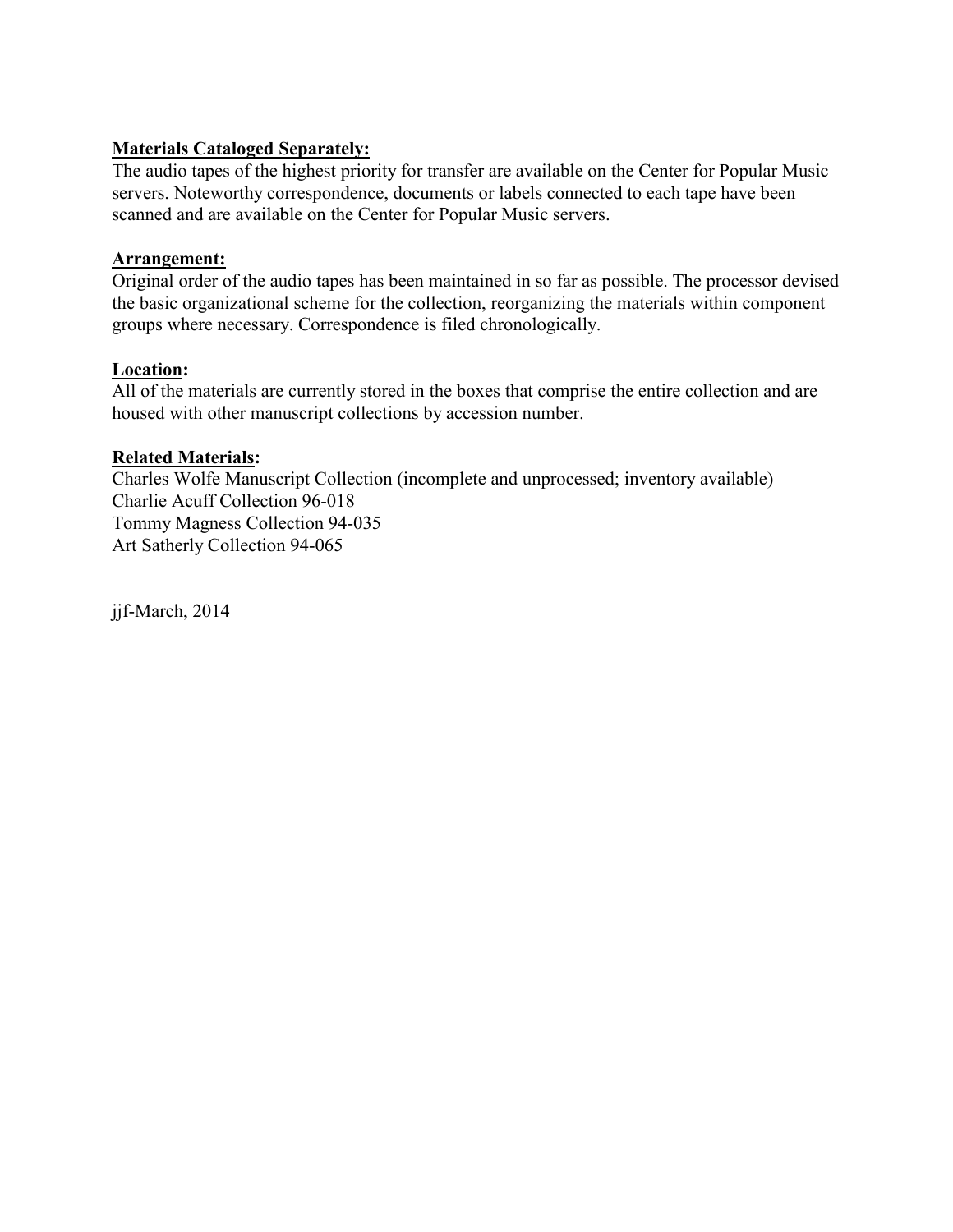**Materials Cataloged Separately:**
The audio tapes of the highest priority for transfer are available on the Center for Popular Music servers. Noteworthy correspondence, documents or labels connected to each tape have been scanned and are available on the Center for Popular Music servers.

**Arrangement:**
Original order of the audio tapes has been maintained in so far as possible. The processor devised the basic organizational scheme for the collection, reorganizing the materials within component groups where necessary. Correspondence is filed chronologically.

**Location:**
All of the materials are currently stored in the boxes that comprise the entire collection and are housed with other manuscript collections by accession number.

**Related Materials:**
Charles Wolfe Manuscript Collection (incomplete and unprocessed; inventory available)
Charlie Acuff Collection 96-018
Tommy Magness Collection 94-035
Art Satherly Collection 94-065

jjf-March, 2014